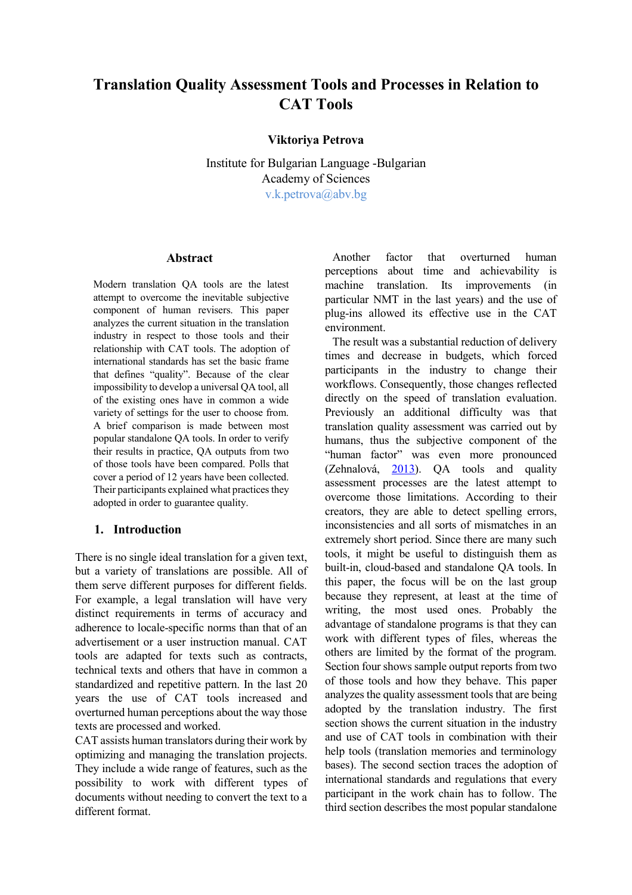# Translation Quality Assessment Tools and Processes in Relation to CAT Tools

**Viktoriya Petrova**

Institute for Bulgarian Language -Bulgarian Academy of Sciences
v.k.petrova@abv.bg

## Abstract

Modern translation QA tools are the latest attempt to overcome the inevitable subjective component of human revisers. This paper analyzes the current situation in the translation industry in respect to those tools and their relationship with CAT tools. The adoption of international standards has set the basic frame that defines "quality". Because of the clear impossibility to develop a universal QA tool, all of the existing ones have in common a wide variety of settings for the user to choose from. A brief comparison is made between most popular standalone QA tools. In order to verify their results in practice, QA outputs from two of those tools have been compared. Polls that cover a period of 12 years have been collected. Their participants explained what practices they adopted in order to guarantee quality.

## 1. Introduction

There is no single ideal translation for a given text, but a variety of translations are possible. All of them serve different purposes for different fields. For example, a legal translation will have very distinct requirements in terms of accuracy and adherence to locale-specific norms than that of an advertisement or a user instruction manual. CAT tools are adapted for texts such as contracts, technical texts and others that have in common a standardized and repetitive pattern. In the last 20 years the use of CAT tools increased and overturned human perceptions about the way those texts are processed and worked.

CAT assists human translators during their work by optimizing and managing the translation projects. They include a wide range of features, such as the possibility to work with different types of documents without needing to convert the text to a different format.

Another factor that overturned human perceptions about time and achievability is machine translation. Its improvements (in particular NMT in the last years) and the use of plug-ins allowed its effective use in the CAT environment.

The result was a substantial reduction of delivery times and decrease in budgets, which forced participants in the industry to change their workflows. Consequently, those changes reflected directly on the speed of translation evaluation. Previously an additional difficulty was that translation quality assessment was carried out by humans, thus the subjective component of the "human factor" was even more pronounced (Zehnalová, 2013). QA tools and quality assessment processes are the latest attempt to overcome those limitations. According to their creators, they are able to detect spelling errors, inconsistencies and all sorts of mismatches in an extremely short period. Since there are many such tools, it might be useful to distinguish them as built-in, cloud-based and standalone QA tools. In this paper, the focus will be on the last group because they represent, at least at the time of writing, the most used ones. Probably the advantage of standalone programs is that they can work with different types of files, whereas the others are limited by the format of the program. Section four shows sample output reports from two of those tools and how they behave. This paper analyzes the quality assessment tools that are being adopted by the translation industry. The first section shows the current situation in the industry and use of CAT tools in combination with their help tools (translation memories and terminology bases). The second section traces the adoption of international standards and regulations that every participant in the work chain has to follow. The third section describes the most popular standalone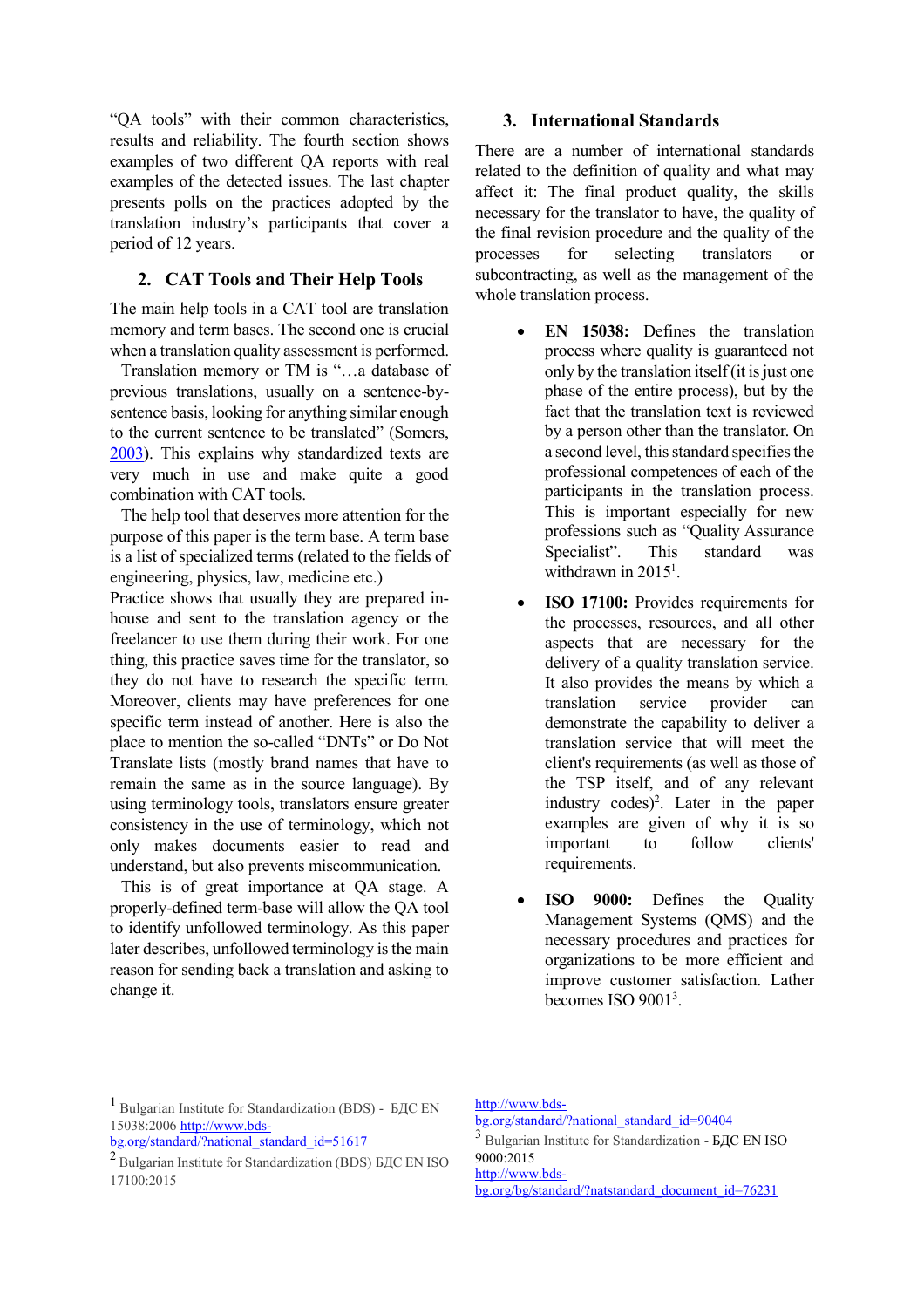"QA tools" with their common characteristics, results and reliability. The fourth section shows examples of two different QA reports with real examples of the detected issues. The last chapter presents polls on the practices adopted by the translation industry's participants that cover a period of 12 years.

## 2. CAT Tools and Their Help Tools

The main help tools in a CAT tool are translation memory and term bases. The second one is crucial when a translation quality assessment is performed.

Translation memory or TM is "…a database of previous translations, usually on a sentence-by-sentence basis, looking for anything similar enough to the current sentence to be translated" (Somers, 2003). This explains why standardized texts are very much in use and make quite a good combination with CAT tools.

The help tool that deserves more attention for the purpose of this paper is the term base. A term base is a list of specialized terms (related to the fields of engineering, physics, law, medicine etc.)

Practice shows that usually they are prepared in-house and sent to the translation agency or the freelancer to use them during their work. For one thing, this practice saves time for the translator, so they do not have to research the specific term. Moreover, clients may have preferences for one specific term instead of another. Here is also the place to mention the so-called "DNTs" or Do Not Translate lists (mostly brand names that have to remain the same as in the source language). By using terminology tools, translators ensure greater consistency in the use of terminology, which not only makes documents easier to read and understand, but also prevents miscommunication.

This is of great importance at QA stage. A properly-defined term-base will allow the QA tool to identify unfollowed terminology. As this paper later describes, unfollowed terminology is the main reason for sending back a translation and asking to change it.

## 3. International Standards

There are a number of international standards related to the definition of quality and what may affect it: The final product quality, the skills necessary for the translator to have, the quality of the final revision procedure and the quality of the processes for selecting translators or subcontracting, as well as the management of the whole translation process.

- **EN 15038:** Defines the translation process where quality is guaranteed not only by the translation itself (it is just one phase of the entire process), but by the fact that the translation text is reviewed by a person other than the translator. On a second level, this standard specifies the professional competences of each of the participants in the translation process. This is important especially for new professions such as "Quality Assurance Specialist". This standard was withdrawn in 2015[1].

- **ISO 17100:** Provides requirements for the processes, resources, and all other aspects that are necessary for the delivery of a quality translation service. It also provides the means by which a translation service provider can demonstrate the capability to deliver a translation service that will meet the client's requirements (as well as those of the TSP itself, and of any relevant industry codes)[2]. Later in the paper examples are given of why it is so important to follow clients' requirements.

- **ISO 9000:** Defines the Quality Management Systems (QMS) and the necessary procedures and practices for organizations to be more efficient and improve customer satisfaction. Lather becomes ISO 9001[3].

---

[1] Bulgarian Institute for Standardization (BDS) - БДС EN 15038:2006 http://www.bds-bg.org/standard/?national_standard_id=51617

[2] Bulgarian Institute for Standardization (BDS) БДС EN ISO 17100:2015 http://www.bds-bg.org/standard/?national_standard_id=90404

[3] Bulgarian Institute for Standardization - БДС EN ISO 9000:2015 http://www.bds-bg.org/bg/standard/?natstandard_document_id=76231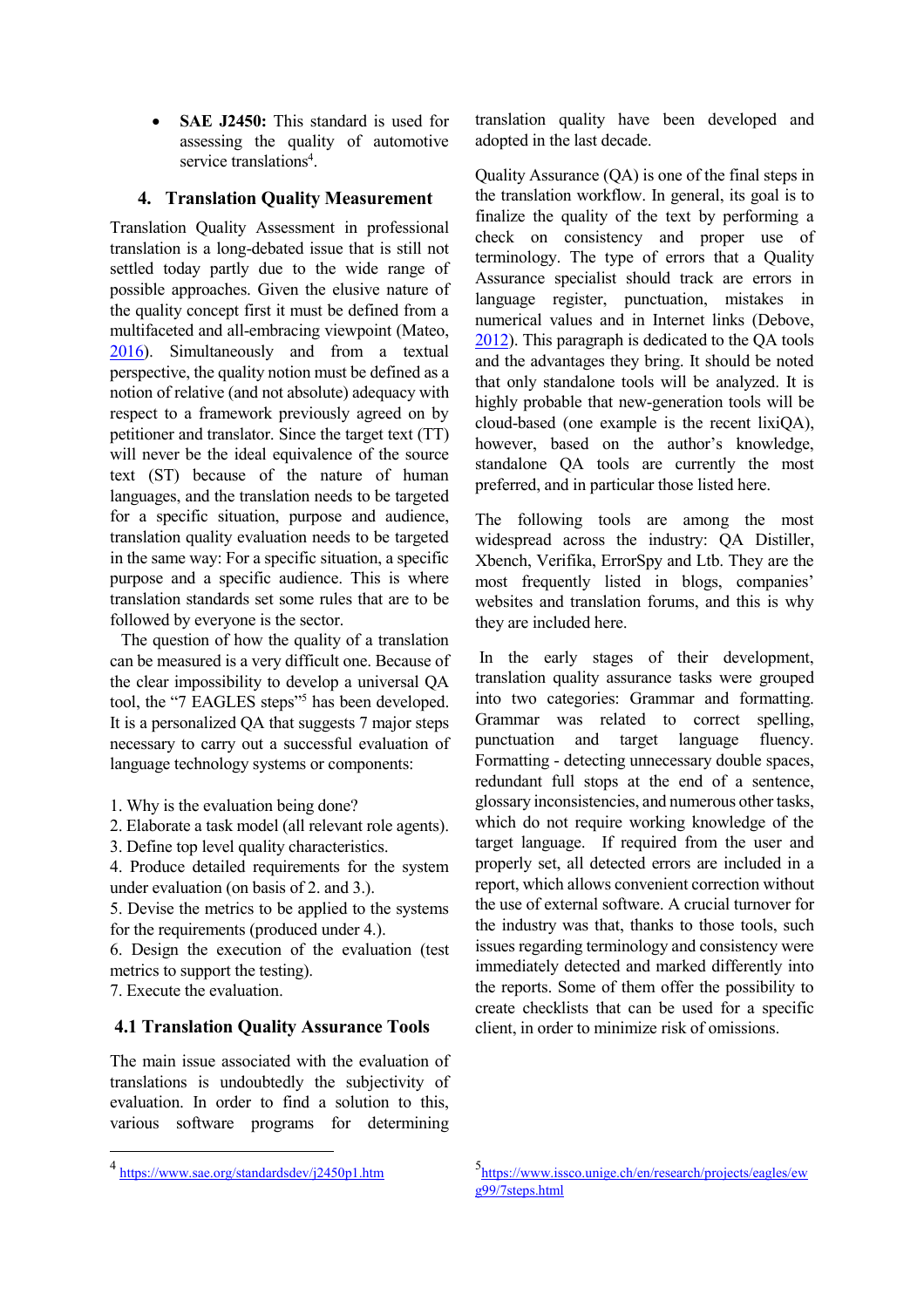- **SAE J2450:** This standard is used for assessing the quality of automotive service translations[4].

## 4. Translation Quality Measurement

Translation Quality Assessment in professional translation is a long-debated issue that is still not settled today partly due to the wide range of possible approaches. Given the elusive nature of the quality concept first it must be defined from a multifaceted and all-embracing viewpoint (Mateo, 2016). Simultaneously and from a textual perspective, the quality notion must be defined as a notion of relative (and not absolute) adequacy with respect to a framework previously agreed on by petitioner and translator. Since the target text (TT) will never be the ideal equivalence of the source text (ST) because of the nature of human languages, and the translation needs to be targeted for a specific situation, purpose and audience, translation quality evaluation needs to be targeted in the same way: For a specific situation, a specific purpose and a specific audience. This is where translation standards set some rules that are to be followed by everyone is the sector.

The question of how the quality of a translation can be measured is a very difficult one. Because of the clear impossibility to develop a universal QA tool, the "7 EAGLES steps"[5] has been developed. It is a personalized QA that suggests 7 major steps necessary to carry out a successful evaluation of language technology systems or components:

1. Why is the evaluation being done?
2. Elaborate a task model (all relevant role agents).
3. Define top level quality characteristics.
4. Produce detailed requirements for the system under evaluation (on basis of 2. and 3.).
5. Devise the metrics to be applied to the systems for the requirements (produced under 4.).
6. Design the execution of the evaluation (test metrics to support the testing).
7. Execute the evaluation.

### 4.1 Translation Quality Assurance Tools

The main issue associated with the evaluation of translations is undoubtedly the subjectivity of evaluation. In order to find a solution to this, various software programs for determining translation quality have been developed and adopted in the last decade.

Quality Assurance (QA) is one of the final steps in the translation workflow. In general, its goal is to finalize the quality of the text by performing a check on consistency and proper use of terminology. The type of errors that a Quality Assurance specialist should track are errors in language register, punctuation, mistakes in numerical values and in Internet links (Debove, 2012). This paragraph is dedicated to the QA tools and the advantages they bring. It should be noted that only standalone tools will be analyzed. It is highly probable that new-generation tools will be cloud-based (one example is the recent lixiQA), however, based on the author's knowledge, standalone QA tools are currently the most preferred, and in particular those listed here.

The following tools are among the most widespread across the industry: QA Distiller, Xbench, Verifika, ErrorSpy and Ltb. They are the most frequently listed in blogs, companies' websites and translation forums, and this is why they are included here.

In the early stages of their development, translation quality assurance tasks were grouped into two categories: Grammar and formatting. Grammar was related to correct spelling, punctuation and target language fluency. Formatting - detecting unnecessary double spaces, redundant full stops at the end of a sentence, glossary inconsistencies, and numerous other tasks, which do not require working knowledge of the target language. If required from the user and properly set, all detected errors are included in a report, which allows convenient correction without the use of external software. A crucial turnover for the industry was that, thanks to those tools, such issues regarding terminology and consistency were immediately detected and marked differently into the reports. Some of them offer the possibility to create checklists that can be used for a specific client, in order to minimize risk of omissions.

[4] https://www.sae.org/standardsdev/j2450p1.htm

[5] https://www.issco.unige.ch/en/research/projects/eagles/ewg99/7steps.html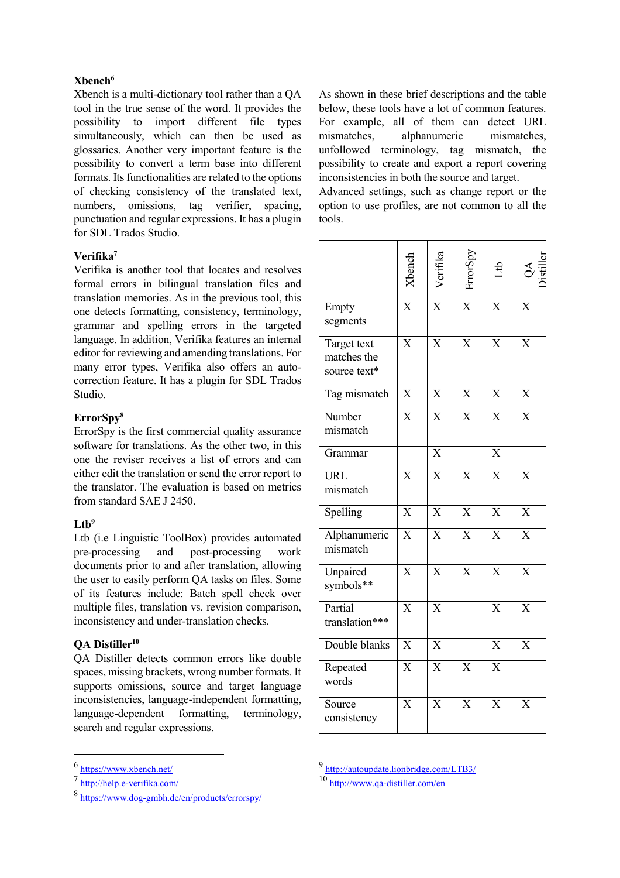**Xbench**[6]

Xbench is a multi-dictionary tool rather than a QA tool in the true sense of the word. It provides the possibility to import different file types simultaneously, which can then be used as glossaries. Another very important feature is the possibility to convert a term base into different formats. Its functionalities are related to the options of checking consistency of the translated text, numbers, omissions, tag verifier, spacing, punctuation and regular expressions. It has a plugin for SDL Trados Studio.

**Verifika**[7]

Verifika is another tool that locates and resolves formal errors in bilingual translation files and translation memories. As in the previous tool, this one detects formatting, consistency, terminology, grammar and spelling errors in the targeted language. In addition, Verifika features an internal editor for reviewing and amending translations. For many error types, Verifika also offers an auto-correction feature. It has a plugin for SDL Trados Studio.

**ErrorSpy**[8]

ErrorSpy is the first commercial quality assurance software for translations. As the other two, in this one the reviser receives a list of errors and can either edit the translation or send the error report to the translator. The evaluation is based on metrics from standard SAE J 2450.

**Ltb**[9]

Ltb (i.e Linguistic ToolBox) provides automated pre-processing and post-processing work documents prior to and after translation, allowing the user to easily perform QA tasks on files. Some of its features include: Batch spell check over multiple files, translation vs. revision comparison, inconsistency and under-translation checks.

**QA Distiller**[10]

QA Distiller detects common errors like double spaces, missing brackets, wrong number formats. It supports omissions, source and target language inconsistencies, language-independent formatting, language-dependent formatting, terminology, search and regular expressions.

As shown in these brief descriptions and the table below, these tools have a lot of common features. For example, all of them can detect URL mismatches, alphanumeric mismatches, unfollowed terminology, tag mismatch, the possibility to create and export a report covering inconsistencies in both the source and target.

Advanced settings, such as change report or the option to use profiles, are not common to all the tools.

| | Xbench | Verifika | ErrorSpy | Ltb | QA Distiller |
|---|---|---|---|---|---|
| Empty segments | X | X | X | X | X |
| Target text matches the source text* | X | X | X | X | X |
| Tag mismatch | X | X | X | X | X |
| Number mismatch | X | X | X | X | X |
| Grammar | | X | | X | |
| URL mismatch | X | X | X | X | X |
| Spelling | X | X | X | X | X |
| Alphanumeric mismatch | X | X | X | X | X |
| Unpaired symbols** | X | X | X | X | X |
| Partial translation*** | X | X | | X | X |
| Double blanks | X | X | | X | X |
| Repeated words | X | X | X | X | |
| Source consistency | X | X | X | X | X |

[6] https://www.xbench.net/

[7] http://help.e-verifika.com/

[8] https://www.dog-gmbh.de/en/products/errorspy/

[9] http://autoupdate.lionbridge.com/LTB3/

[10] http://www.qa-distiller.com/en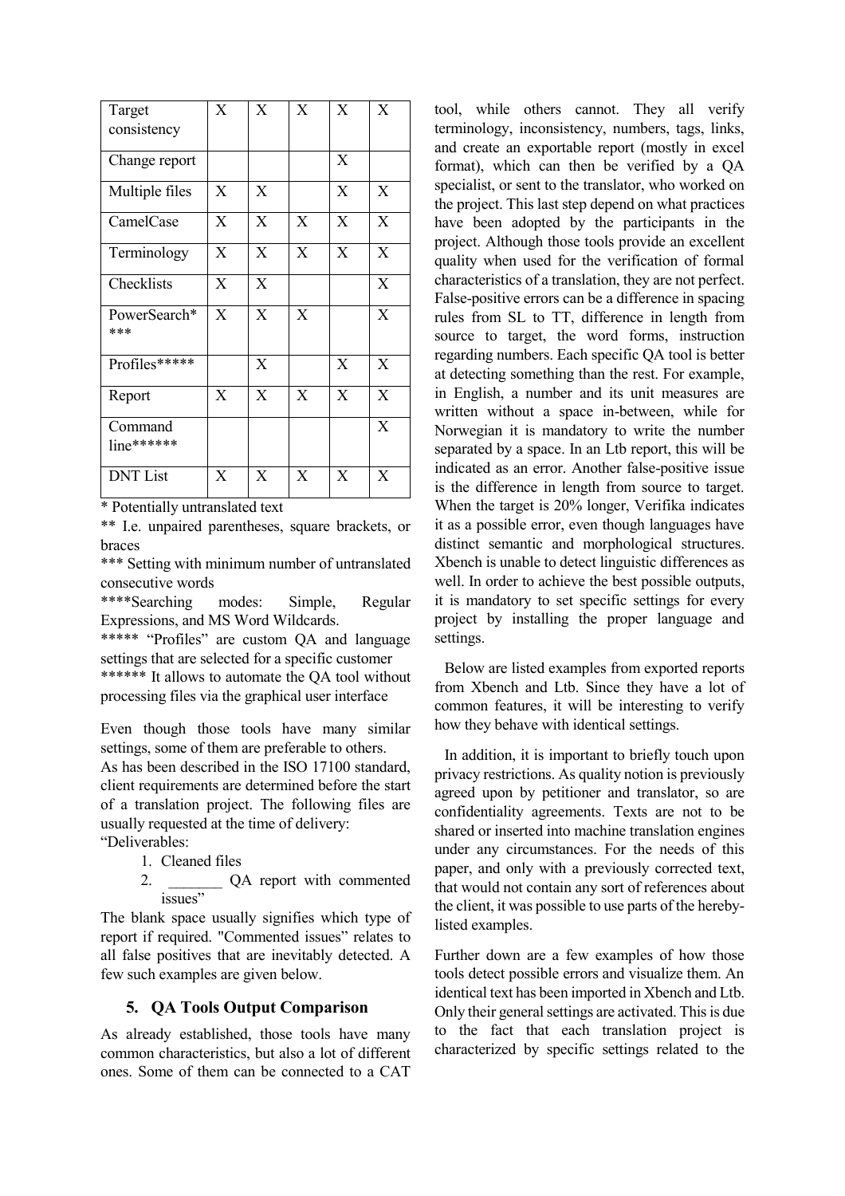| Target consistency | X | X | X | X | X |
|---|---|---|---|---|---|
| Change report | | | | X | |
| Multiple files | X | X | | X | X |
| CamelCase | X | X | X | X | X |
| Terminology | X | X | X | X | X |
| Checklists | X | X | | | X |
| PowerSearch**** | X | X | X | | X |
| Profiles***** | | X | | X | X |
| Report | X | X | X | X | X |
| Command line****** | | | | | X |
| DNT List | X | X | X | X | X |

\* Potentially untranslated text

** I.e. unpaired parentheses, square brackets, or braces

*** Setting with minimum number of untranslated consecutive words

****Searching modes: Simple, Regular Expressions, and MS Word Wildcards.

***** "Profiles" are custom QA and language settings that are selected for a specific customer

****** It allows to automate the QA tool without processing files via the graphical user interface

Even though those tools have many similar settings, some of them are preferable to others. As has been described in the ISO 17100 standard, client requirements are determined before the start of a translation project. The following files are usually requested at the time of delivery:

"Deliverables:

1. Cleaned files
2. _______ QA report with commented issues"

The blank space usually signifies which type of report if required. "Commented issues" relates to all false positives that are inevitably detected. A few such examples are given below.

## 5. QA Tools Output Comparison

As already established, those tools have many common characteristics, but also a lot of different ones. Some of them can be connected to a CAT tool, while others cannot. They all verify terminology, inconsistency, numbers, tags, links, and create an exportable report (mostly in excel format), which can then be verified by a QA specialist, or sent to the translator, who worked on the project. This last step depend on what practices have been adopted by the participants in the project. Although those tools provide an excellent quality when used for the verification of formal characteristics of a translation, they are not perfect. False-positive errors can be a difference in spacing rules from SL to TT, difference in length from source to target, the word forms, instruction regarding numbers. Each specific QA tool is better at detecting something than the rest. For example, in English, a number and its unit measures are written without a space in-between, while for Norwegian it is mandatory to write the number separated by a space. In an Ltb report, this will be indicated as an error. Another false-positive issue is the difference in length from source to target. When the target is 20% longer, Verifika indicates it as a possible error, even though languages have distinct semantic and morphological structures. Xbench is unable to detect linguistic differences as well. In order to achieve the best possible outputs, it is mandatory to set specific settings for every project by installing the proper language and settings.

Below are listed examples from exported reports from Xbench and Ltb. Since they have a lot of common features, it will be interesting to verify how they behave with identical settings.

In addition, it is important to briefly touch upon privacy restrictions. As quality notion is previously agreed upon by petitioner and translator, so are confidentiality agreements. Texts are not to be shared or inserted into machine translation engines under any circumstances. For the needs of this paper, and only with a previously corrected text, that would not contain any sort of references about the client, it was possible to use parts of the hereby-listed examples.

Further down are a few examples of how those tools detect possible errors and visualize them. An identical text has been imported in Xbench and Ltb. Only their general settings are activated. This is due to the fact that each translation project is characterized by specific settings related to the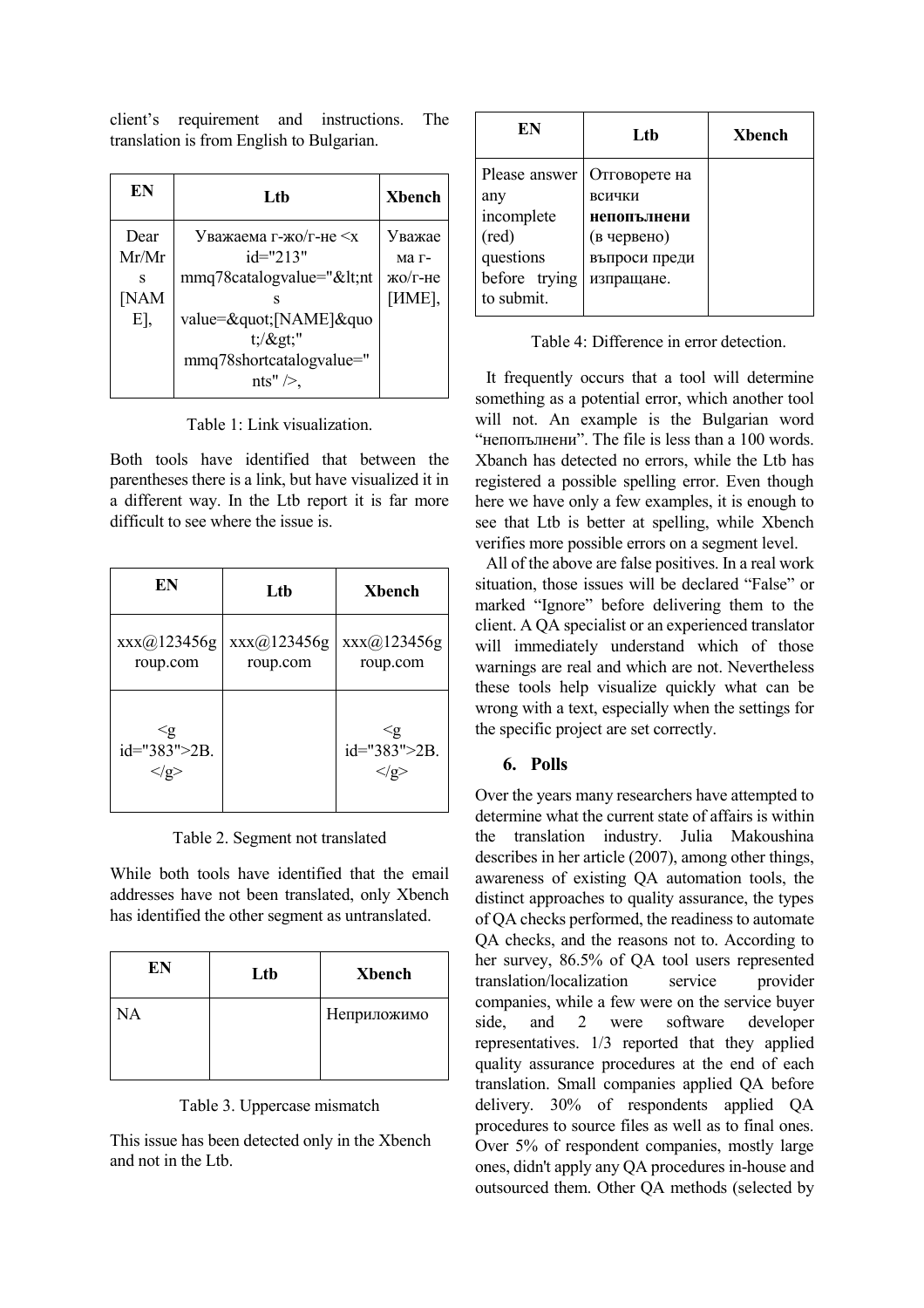client's requirement and instructions. The translation is from English to Bulgarian.

| EN | Ltb | Xbench |
|---|---|---|
| Dear Mr/Mrs [NAME], | Уважаема г-жо/г-не <x id="213" mmq78catalogvalue="&lt;nts value=&quot;[NAME]&quot;/&gt;" mmq78shortcatalogvalue="nts" />, | Уважаема г-жо/г-не [ИМЕ], |

Table 1: Link visualization.

Both tools have identified that between the parentheses there is a link, but have visualized it in a different way. In the Ltb report it is far more difficult to see where the issue is.

| EN | Ltb | Xbench |
|---|---|---|
| xxx@123456group.com | xxx@123456group.com | xxx@123456group.com |
| <g id="383">2B.</g> | | <g id="383">2B.</g> |

Table 2. Segment not translated

While both tools have identified that the email addresses have not been translated, only Xbench has identified the other segment as untranslated.

| EN | Ltb | Xbench |
|---|---|---|
| NA | | Неприложимо |

Table 3. Uppercase mismatch

This issue has been detected only in the Xbench and not in the Ltb.

| EN | Ltb | Xbench |
|---|---|---|
| Please answer any incomplete (red) questions before trying to submit. | Отговорете на всички **непопълнени** (в червено) въпроси преди изпращане. | |

Table 4: Difference in error detection.

It frequently occurs that a tool will determine something as a potential error, which another tool will not. An example is the Bulgarian word "непопълнени". The file is less than a 100 words. Xbanch has detected no errors, while the Ltb has registered a possible spelling error. Even though here we have only a few examples, it is enough to see that Ltb is better at spelling, while Xbench verifies more possible errors on a segment level.

All of the above are false positives. In a real work situation, those issues will be declared "False" or marked "Ignore" before delivering them to the client. A QA specialist or an experienced translator will immediately understand which of those warnings are real and which are not. Nevertheless these tools help visualize quickly what can be wrong with a text, especially when the settings for the specific project are set correctly.

## 6. Polls

Over the years many researchers have attempted to determine what the current state of affairs is within the translation industry. Julia Makoushina describes in her article (2007), among other things, awareness of existing QA automation tools, the distinct approaches to quality assurance, the types of QA checks performed, the readiness to automate QA checks, and the reasons not to. According to her survey, 86.5% of QA tool users represented translation/localization service provider companies, while a few were on the service buyer side, and 2 were software developer representatives. 1/3 reported that they applied quality assurance procedures at the end of each translation. Small companies applied QA before delivery. 30% of respondents applied QA procedures to source files as well as to final ones. Over 5% of respondent companies, mostly large ones, didn't apply any QA procedures in-house and outsourced them. Other QA methods (selected by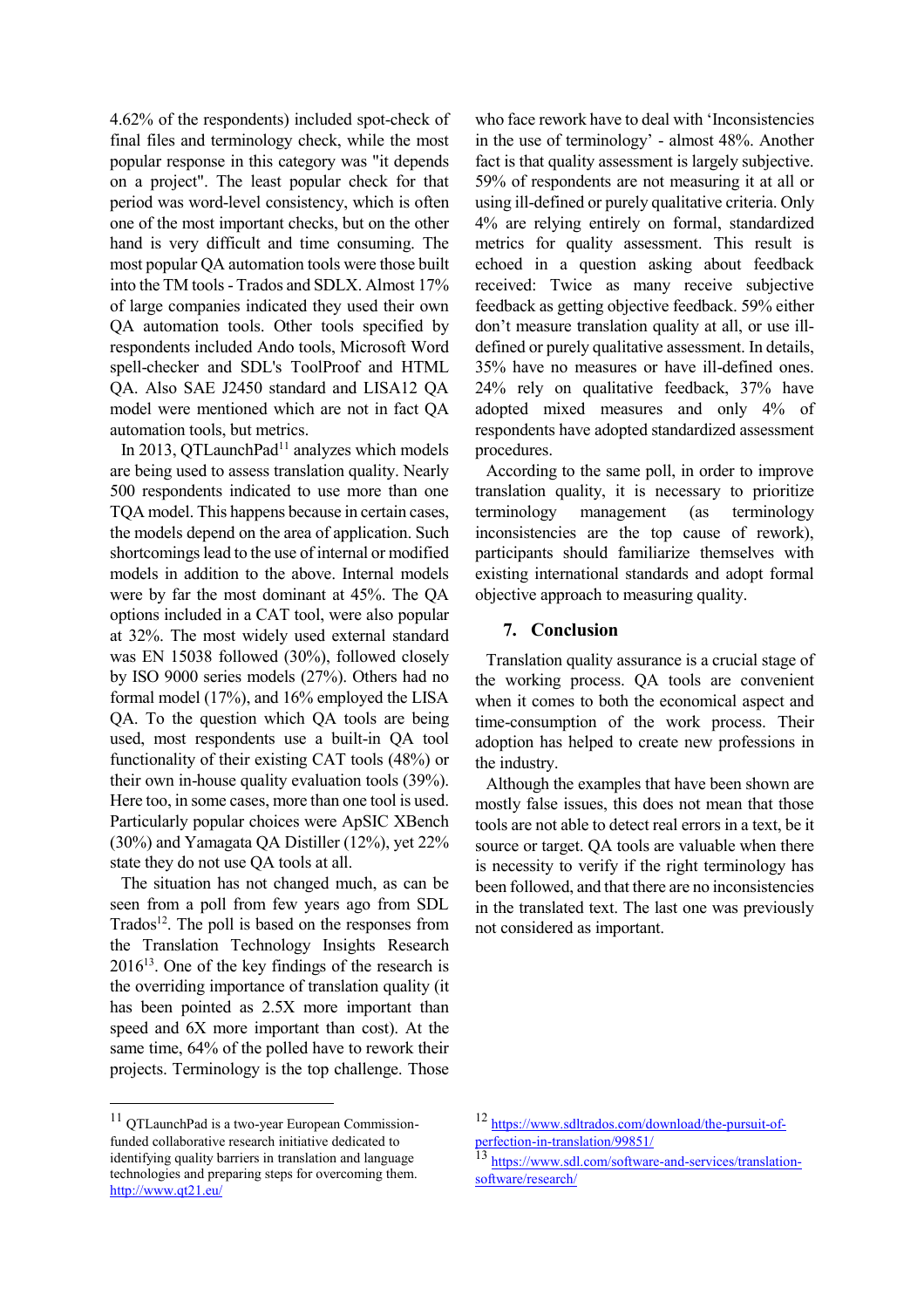4.62% of the respondents) included spot-check of final files and terminology check, while the most popular response in this category was "it depends on a project". The least popular check for that period was word-level consistency, which is often one of the most important checks, but on the other hand is very difficult and time consuming. The most popular QA automation tools were those built into the TM tools - Trados and SDLX. Almost 17% of large companies indicated they used their own QA automation tools. Other tools specified by respondents included Ando tools, Microsoft Word spell-checker and SDL's ToolProof and HTML QA. Also SAE J2450 standard and LISA12 QA model were mentioned which are not in fact QA automation tools, but metrics.

In 2013, QTLaunchPad[11] analyzes which models are being used to assess translation quality. Nearly 500 respondents indicated to use more than one TQA model. This happens because in certain cases, the models depend on the area of application. Such shortcomings lead to the use of internal or modified models in addition to the above. Internal models were by far the most dominant at 45%. The QA options included in a CAT tool, were also popular at 32%. The most widely used external standard was EN 15038 followed (30%), followed closely by ISO 9000 series models (27%). Others had no formal model (17%), and 16% employed the LISA QA. To the question which QA tools are being used, most respondents use a built-in QA tool functionality of their existing CAT tools (48%) or their own in-house quality evaluation tools (39%). Here too, in some cases, more than one tool is used. Particularly popular choices were ApSIC XBench (30%) and Yamagata QA Distiller (12%), yet 22% state they do not use QA tools at all.

The situation has not changed much, as can be seen from a poll from few years ago from SDL Trados[12]. The poll is based on the responses from the Translation Technology Insights Research 2016[13]. One of the key findings of the research is the overriding importance of translation quality (it has been pointed as 2.5X more important than speed and 6X more important than cost). At the same time, 64% of the polled have to rework their projects. Terminology is the top challenge. Those who face rework have to deal with 'Inconsistencies in the use of terminology' - almost 48%. Another fact is that quality assessment is largely subjective. 59% of respondents are not measuring it at all or using ill-defined or purely qualitative criteria. Only 4% are relying entirely on formal, standardized metrics for quality assessment. This result is echoed in a question asking about feedback received: Twice as many receive subjective feedback as getting objective feedback. 59% either don't measure translation quality at all, or use ill-defined or purely qualitative assessment. In details, 35% have no measures or have ill-defined ones. 24% rely on qualitative feedback, 37% have adopted mixed measures and only 4% of respondents have adopted standardized assessment procedures.

According to the same poll, in order to improve translation quality, it is necessary to prioritize terminology management (as terminology inconsistencies are the top cause of rework), participants should familiarize themselves with existing international standards and adopt formal objective approach to measuring quality.

## 7. Conclusion

Translation quality assurance is a crucial stage of the working process. QA tools are convenient when it comes to both the economical aspect and time-consumption of the work process. Their adoption has helped to create new professions in the industry.

Although the examples that have been shown are mostly false issues, this does not mean that those tools are not able to detect real errors in a text, be it source or target. QA tools are valuable when there is necessity to verify if the right terminology has been followed, and that there are no inconsistencies in the translated text. The last one was previously not considered as important.

---

[11] QTLaunchPad is a two-year European Commission-funded collaborative research initiative dedicated to identifying quality barriers in translation and language technologies and preparing steps for overcoming them. http://www.qt21.eu/

[12] https://www.sdltrados.com/download/the-pursuit-of-perfection-in-translation/99851/

[13] https://www.sdl.com/software-and-services/translation-software/research/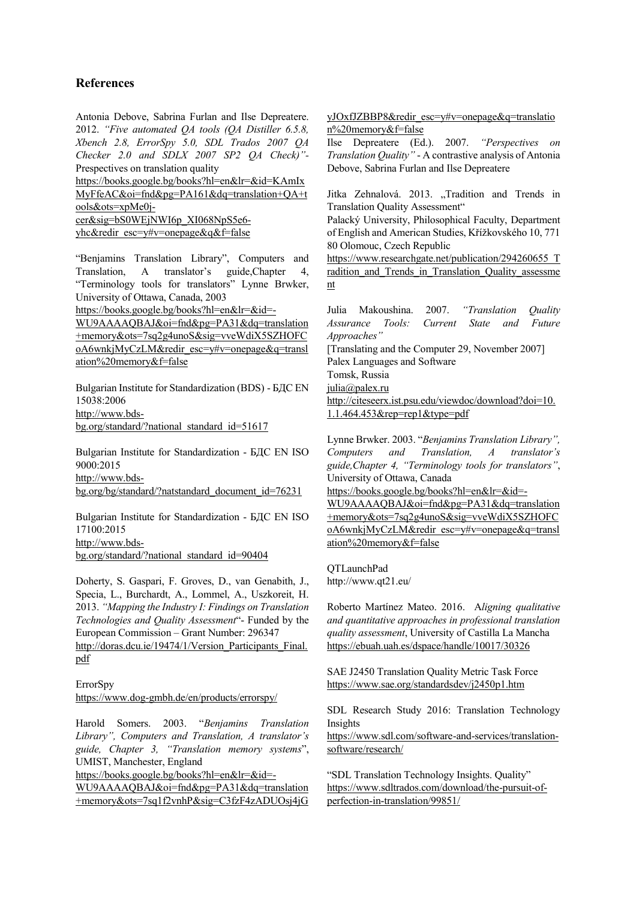## References

Antonia Debove, Sabrina Furlan and Ilse Depreatere. 2012. *"Five automated QA tools (QA Distiller 6.5.8, Xbench 2.8, ErrorSpy 5.0, SDL Trados 2007 QA Checker 2.0 and SDLX 2007 SP2 QA Check)"*- Prespectives on translation quality
https://books.google.bg/books?hl=en&lr=&id=KAmIxMyFfeAC&oi=fnd&pg=PA161&dq=translation+QA+tools&ots=xpMe0j-cer&sig=bS0WEjNWI6p_XI068NpS5e6-yhc&redir_esc=y#v=onepage&q&f=false

"Benjamins Translation Library", Computers and Translation, A translator's guide,Chapter 4, "Terminology tools for translators" Lynne Brwker, University of Ottawa, Canada, 2003
https://books.google.bg/books?hl=en&lr=&id=-WU9AAAAQBAJ&oi=fnd&pg=PA31&dq=translation+memory&ots=7sq2g4unoS&sig=vveWdiX5SZHOFCoA6wnkjMyCzLM&redir_esc=y#v=onepage&q=translation%20memory&f=false

Bulgarian Institute for Standardization (BDS) - БДС EN 15038:2006
http://www.bds-bg.org/standard/?national_standard_id=51617

Bulgarian Institute for Standardization - БДС EN ISO 9000:2015
http://www.bds-bg.org/bg/standard/?natstandard_document_id=76231

Bulgarian Institute for Standardization - БДС EN ISO 17100:2015
http://www.bds-bg.org/standard/?national_standard_id=90404

Doherty, S. Gaspari, F. Groves, D., van Genabith, J., Specia, L., Burchardt, A., Lommel, A., Uszkoreit, H. 2013. *"Mapping the Industry I: Findings on Translation Technologies and Quality Assessment*"- Funded by the European Commission – Grant Number: 296347
http://doras.dcu.ie/19474/1/Version_Participants_Final.pdf

ErrorSpy
https://www.dog-gmbh.de/en/products/errorspy/

Harold Somers. 2003. "*Benjamins Translation Library", Computers and Translation, A translator's guide, Chapter 3, "Translation memory systems*", UMIST, Manchester, England
https://books.google.bg/books?hl=en&lr=&id=-WU9AAAAQBAJ&oi=fnd&pg=PA31&dq=translation+memory&ots=7sq1f2vnhP&sig=C3fzF4zADUOsj4jGyJOxfJZBBP8&redir_esc=y#v=onepage&q=translation%20memory&f=false

Ilse Depreatere (Ed.). 2007. *"Perspectives on Translation Quality"* - A contrastive analysis of Antonia Debove, Sabrina Furlan and Ilse Depreatere

Jitka Zehnalová. 2013. „Tradition and Trends in Translation Quality Assessment"
Palacký University, Philosophical Faculty, Department of English and American Studies, Křížkovského 10, 771 80 Olomouc, Czech Republic
https://www.researchgate.net/publication/294260655_Tradition_and_Trends_in_Translation_Quality_assessment

Julia Makoushina. 2007. *"Translation Quality Assurance Tools: Current State and Future Approaches"*
[Translating and the Computer 29, November 2007]
Palex Languages and Software
Tomsk, Russia
julia@palex.ru
http://citeseerx.ist.psu.edu/viewdoc/download?doi=10.1.1.464.453&rep=rep1&type=pdf

Lynne Brwker. 2003. "*Benjamins Translation Library", Computers and Translation, A translator's guide,Chapter 4, "Terminology tools for translators"*, University of Ottawa, Canada
https://books.google.bg/books?hl=en&lr=&id=-WU9AAAAQBAJ&oi=fnd&pg=PA31&dq=translation+memory&ots=7sq2g4unoS&sig=vveWdiX5SZHOFCoA6wnkjMyCzLM&redir_esc=y#v=onepage&q=translation%20memory&f=false

QTLaunchPad
http://www.qt21.eu/

Roberto Martínez Mateo. 2016. A*ligning qualitative and quantitative approaches in professional translation quality assessment*, University of Castilla La Mancha
https://ebuah.uah.es/dspace/handle/10017/30326

SAE J2450 Translation Quality Metric Task Force
https://www.sae.org/standardsdev/j2450p1.htm

SDL Research Study 2016: Translation Technology Insights
https://www.sdl.com/software-and-services/translation-software/research/

"SDL Translation Technology Insights. Quality"
https://www.sdltrados.com/download/the-pursuit-of-perfection-in-translation/99851/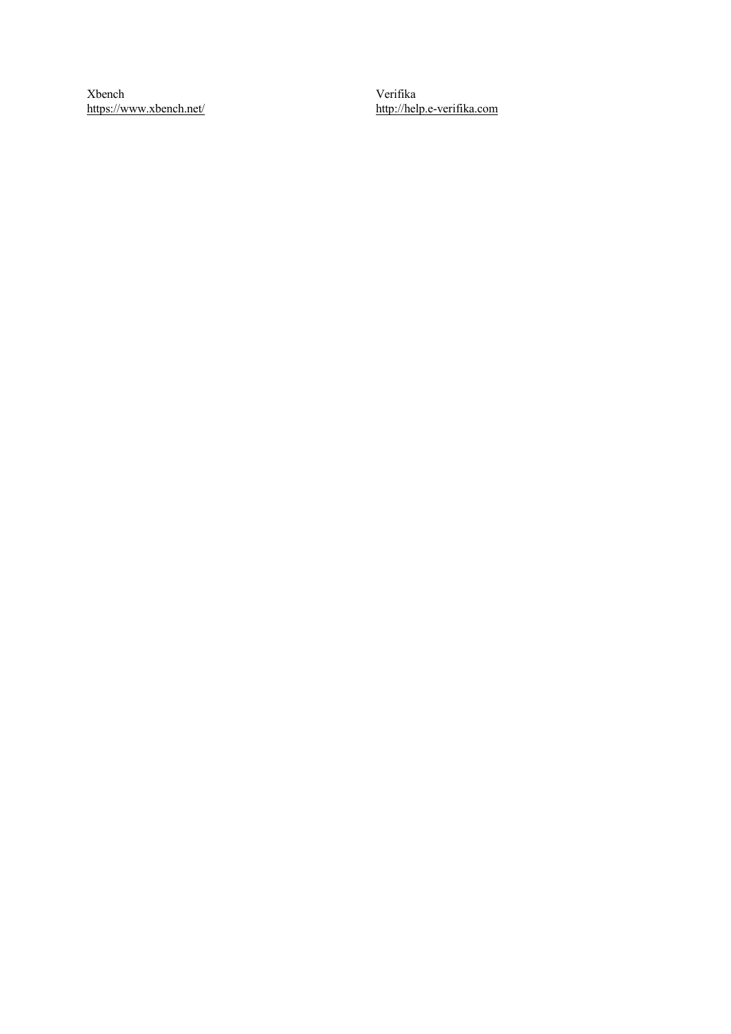Xbench
https://www.xbench.net/

Verifika
http://help.e-verifika.com